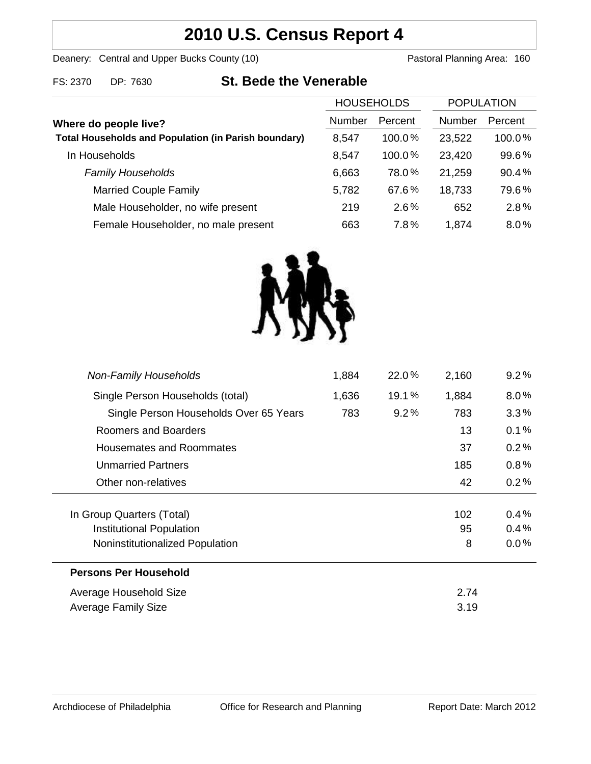# 2010 U.S. Census Report 4

Deanery: Central and Upper Bucks County (10)  Pastoral Planning Area: 160

FS: 2370  DP: 7630

## St. Bede the Venerable

| Where do people live? | HOUSEHOLDS | | POPULATION | |
|---|---|---|---|---|
| | Number | Percent | Number | Percent |
| **Total Households and Population (in Parish boundary)** | 8,547 | 100.0% | 23,522 | 100.0% |
| In Households | 8,547 | 100.0% | 23,420 | 99.6% |
| *Family Households* | 6,663 | 78.0% | 21,259 | 90.4% |
| Married Couple Family | 5,782 | 67.6% | 18,733 | 79.6% |
| Male Householder, no wife present | 219 | 2.6% | 652 | 2.8% |
| Female Householder, no male present | 663 | 7.8% | 1,874 | 8.0% |
| *Non-Family Households* | 1,884 | 22.0% | 2,160 | 9.2% |
| Single Person Households (total) | 1,636 | 19.1% | 1,884 | 8.0% |
| Single Person Households Over 65 Years | 783 | 9.2% | 783 | 3.3% |
| Roomers and Boarders | | | 13 | 0.1% |
| Housemates and Roommates | | | 37 | 0.2% |
| Unmarried Partners | | | 185 | 0.8% |
| Other non-relatives | | | 42 | 0.2% |
| In Group Quarters (Total) | | | 102 | 0.4% |
| Institutional Population | | | 95 | 0.4% |
| Noninstitutionalized Population | | | 8 | 0.0% |

**Persons Per Household**

| | |
|---|---|
| Average Household Size | 2.74 |
| Average Family Size | 3.19 |

Archdiocese of Philadelphia  Office for Research and Planning  Report Date: March 2012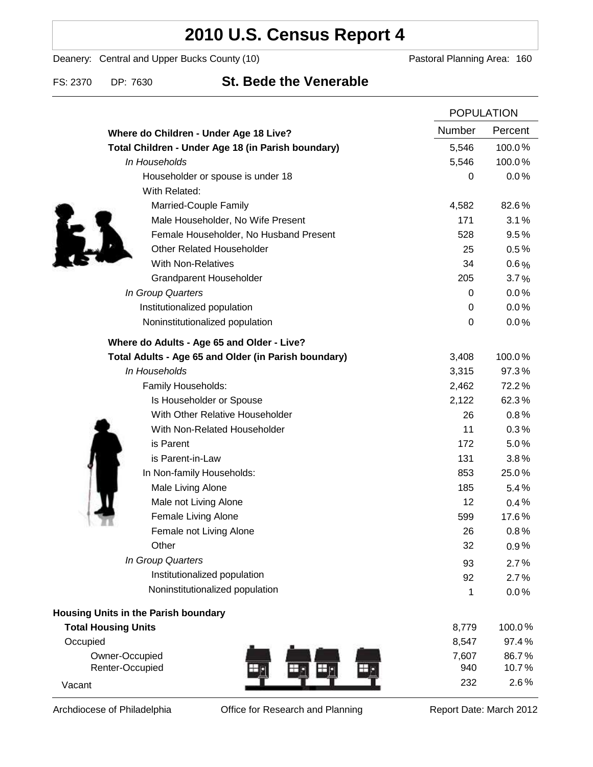# 2010 U.S. Census Report 4

Deanery: Central and Upper Bucks County (10) | Pastoral Planning Area: 160

FS: 2370 DP: 7630 **St. Bede the Venerable**

| | POPULATION | |
|---|---|---|
| **Where do Children - Under Age 18 Live?** | Number | Percent |
| **Total Children - Under Age 18 (in Parish boundary)** | 5,546 | 100.0% |
| *In Households* | 5,546 | 100.0% |
| Householder or spouse is under 18 | 0 | 0.0% |
| With Related: | | |
| Married-Couple Family | 4,582 | 82.6% |
| Male Householder, No Wife Present | 171 | 3.1% |
| Female Householder, No Husband Present | 528 | 9.5% |
| Other Related Householder | 25 | 0.5% |
| With Non-Relatives | 34 | 0.6% |
| Grandparent Householder | 205 | 3.7% |
| *In Group Quarters* | 0 | 0.0% |
| Institutionalized population | 0 | 0.0% |
| Noninstitutionalized population | 0 | 0.0% |
| **Where do Adults - Age 65 and Older - Live?** | | |
| **Total Adults - Age 65 and Older (in Parish boundary)** | 3,408 | 100.0% |
| *In Households* | 3,315 | 97.3% |
| Family Households: | 2,462 | 72.2% |
| Is Householder or Spouse | 2,122 | 62.3% |
| With Other Relative Householder | 26 | 0.8% |
| With Non-Related Householder | 11 | 0.3% |
| is Parent | 172 | 5.0% |
| is Parent-in-Law | 131 | 3.8% |
| In Non-family Households: | 853 | 25.0% |
| Male Living Alone | 185 | 5.4% |
| Male not Living Alone | 12 | 0.4% |
| Female Living Alone | 599 | 17.6% |
| Female not Living Alone | 26 | 0.8% |
| Other | 32 | 0.9% |
| *In Group Quarters* | 93 | 2.7% |
| Institutionalized population | 92 | 2.7% |
| Noninstitutionalized population | 1 | 0.0% |
| **Housing Units in the Parish boundary** | | |
| **Total Housing Units** | 8,779 | 100.0% |
| Occupied | 8,547 | 97.4% |
| Owner-Occupied | 7,607 | 86.7% |
| Renter-Occupied | 940 | 10.7% |
| Vacant | 232 | 2.6% |

Archdiocese of Philadelphia | Office for Research and Planning | Report Date: March 2012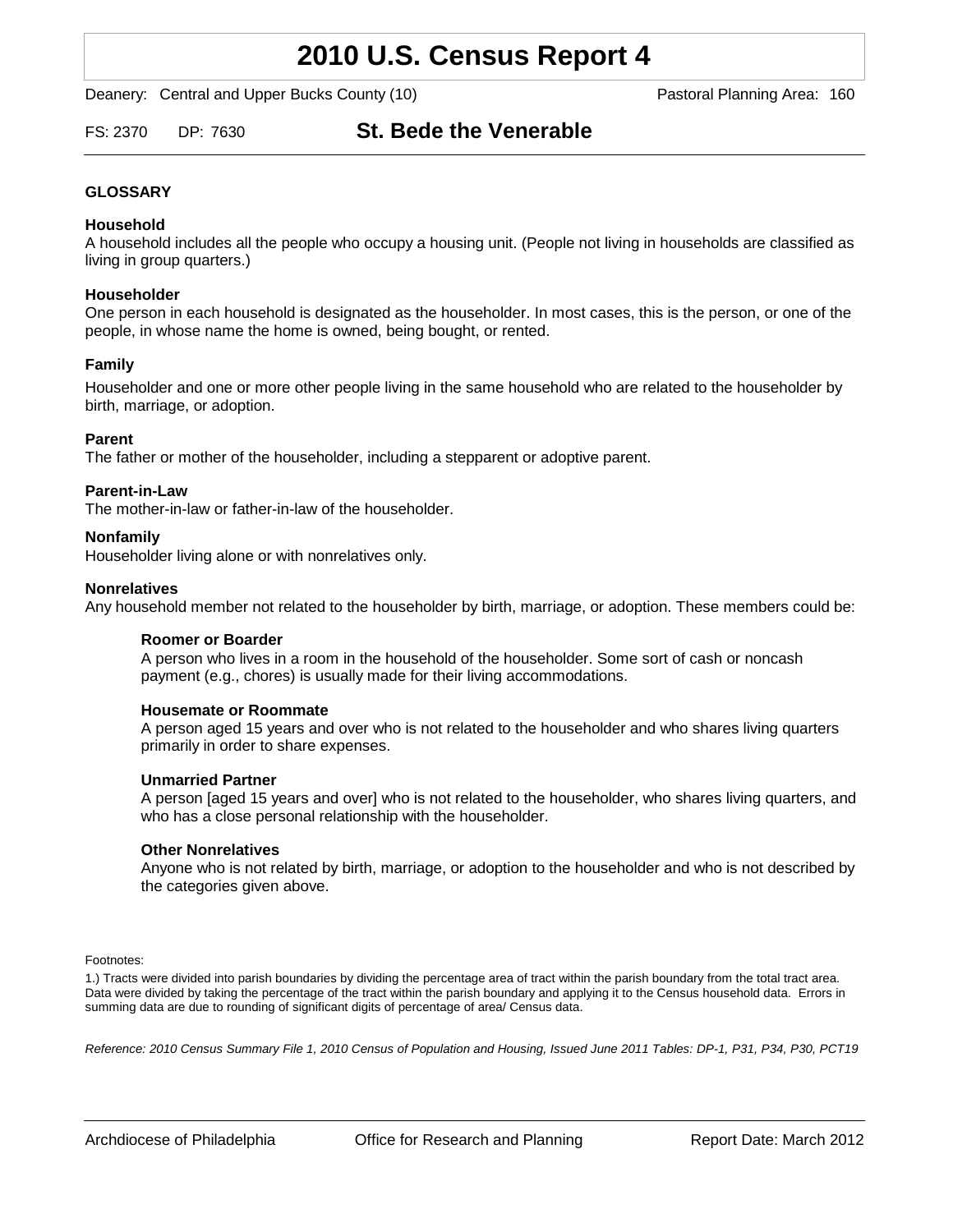# 2010 U.S. Census Report 4

Deanery: Central and Upper Bucks County (10) Pastoral Planning Area: 160

FS: 2370 DP: 7630

## St. Bede the Venerable

### GLOSSARY

**Household**

A household includes all the people who occupy a housing unit. (People not living in households are classified as living in group quarters.)

**Householder**

One person in each household is designated as the householder. In most cases, this is the person, or one of the people, in whose name the home is owned, being bought, or rented.

**Family**

Householder and one or more other people living in the same household who are related to the householder by birth, marriage, or adoption.

**Parent**

The father or mother of the householder, including a stepparent or adoptive parent.

**Parent-in-Law**

The mother-in-law or father-in-law of the householder.

**Nonfamily**

Householder living alone or with nonrelatives only.

**Nonrelatives**

Any household member not related to the householder by birth, marriage, or adoption. These members could be:

> **Roomer or Boarder**
>
> A person who lives in a room in the household of the householder. Some sort of cash or noncash payment (e.g., chores) is usually made for their living accommodations.
>
> **Housemate or Roommate**
>
> A person aged 15 years and over who is not related to the householder and who shares living quarters primarily in order to share expenses.
>
> **Unmarried Partner**
>
> A person [aged 15 years and over] who is not related to the householder, who shares living quarters, and who has a close personal relationship with the householder.
>
> **Other Nonrelatives**
>
> Anyone who is not related by birth, marriage, or adoption to the householder and who is not described by the categories given above.

Footnotes:

1.) Tracts were divided into parish boundaries by dividing the percentage area of tract within the parish boundary from the total tract area. Data were divided by taking the percentage of the tract within the parish boundary and applying it to the Census household data. Errors in summing data are due to rounding of significant digits of percentage of area/ Census data.

*Reference: 2010 Census Summary File 1, 2010 Census of Population and Housing, Issued June 2011 Tables: DP-1, P31, P34, P30, PCT19*

Archdiocese of Philadelphia Office for Research and Planning Report Date: March 2012